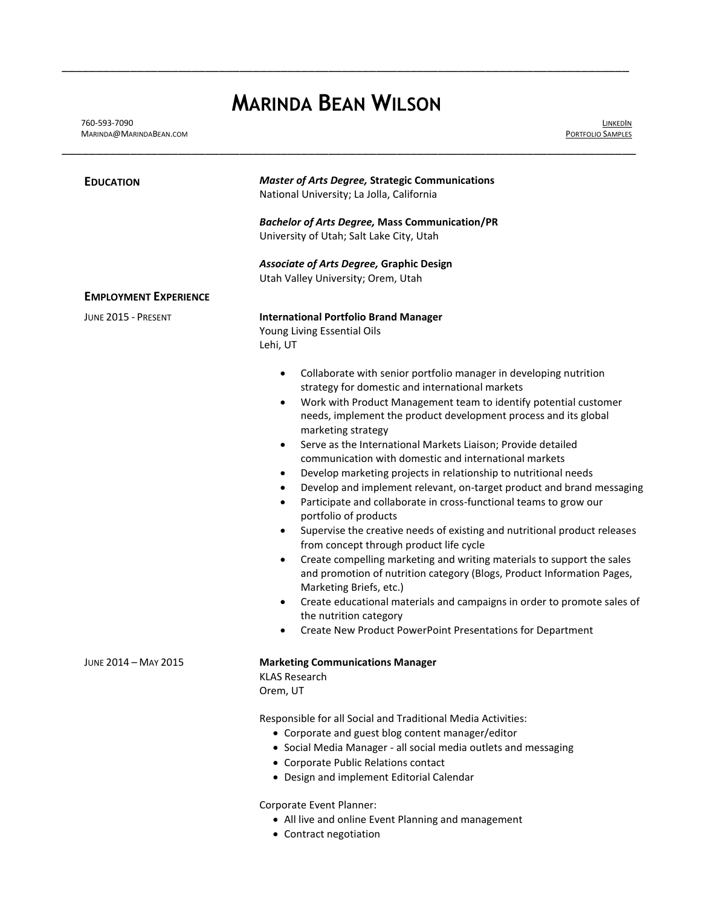# Marinda Bean Wilson

760-593-7090
Marinda@MarindaBean.com

LinkedIn
Portfolio Samples

## Education

***Master of Arts Degree,* Strategic Communications**
National University; La Jolla, California

***Bachelor of Arts Degree,* Mass Communication/PR**
University of Utah; Salt Lake City, Utah

***Associate of Arts Degree,* Graphic Design**
Utah Valley University; Orem, Utah

## Employment Experience

June 2015 - Present

**International Portfolio Brand Manager**
Young Living Essential Oils
Lehi, UT

- Collaborate with senior portfolio manager in developing nutrition strategy for domestic and international markets
- Work with Product Management team to identify potential customer needs, implement the product development process and its global marketing strategy
- Serve as the International Markets Liaison; Provide detailed communication with domestic and international markets
- Develop marketing projects in relationship to nutritional needs
- Develop and implement relevant, on-target product and brand messaging
- Participate and collaborate in cross-functional teams to grow our portfolio of products
- Supervise the creative needs of existing and nutritional product releases from concept through product life cycle
- Create compelling marketing and writing materials to support the sales and promotion of nutrition category (Blogs, Product Information Pages, Marketing Briefs, etc.)
- Create educational materials and campaigns in order to promote sales of the nutrition category
- Create New Product PowerPoint Presentations for Department

June 2014 – May 2015

**Marketing Communications Manager**
KLAS Research
Orem, UT

Responsible for all Social and Traditional Media Activities:

- Corporate and guest blog content manager/editor
- Social Media Manager - all social media outlets and messaging
- Corporate Public Relations contact
- Design and implement Editorial Calendar

Corporate Event Planner:

- All live and online Event Planning and management
- Contract negotiation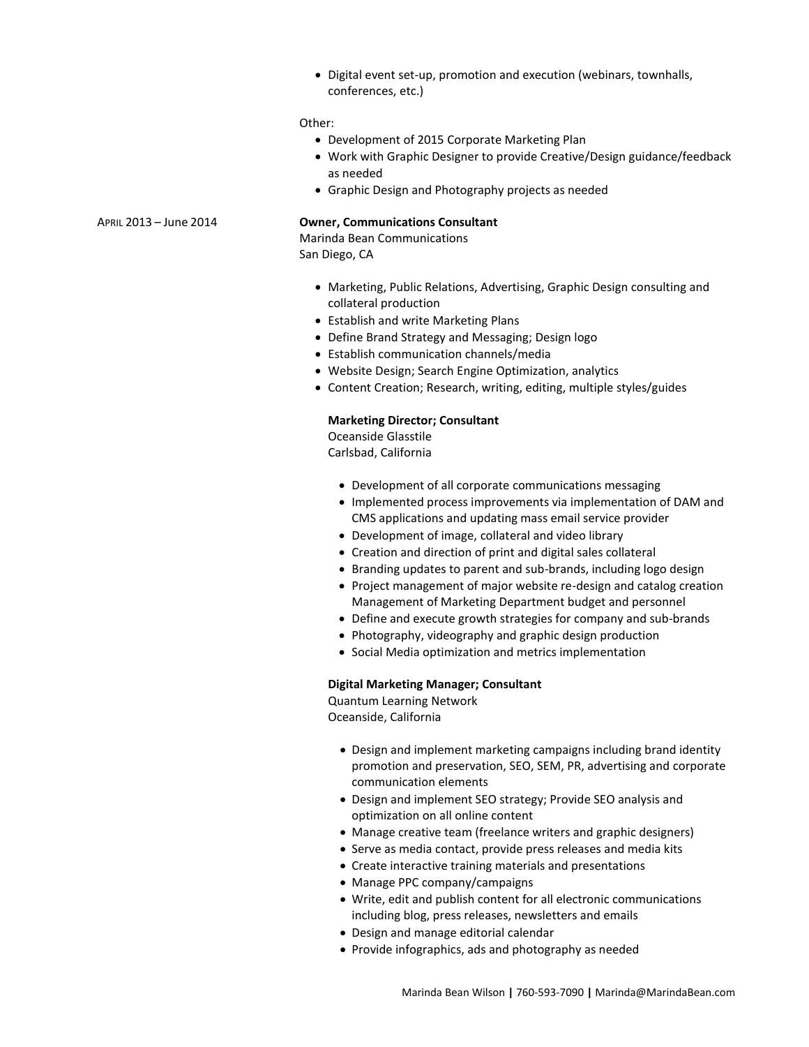- Digital event set-up, promotion and execution (webinars, townhalls, conferences, etc.)

Other:

- Development of 2015 Corporate Marketing Plan
- Work with Graphic Designer to provide Creative/Design guidance/feedback as needed
- Graphic Design and Photography projects as needed

APRIL 2013 – June 2014

**Owner, Communications Consultant**
Marinda Bean Communications
San Diego, CA

- Marketing, Public Relations, Advertising, Graphic Design consulting and collateral production
- Establish and write Marketing Plans
- Define Brand Strategy and Messaging; Design logo
- Establish communication channels/media
- Website Design; Search Engine Optimization, analytics
- Content Creation; Research, writing, editing, multiple styles/guides

**Marketing Director; Consultant**
Oceanside Glasstile
Carlsbad, California

- Development of all corporate communications messaging
- Implemented process improvements via implementation of DAM and CMS applications and updating mass email service provider
- Development of image, collateral and video library
- Creation and direction of print and digital sales collateral
- Branding updates to parent and sub-brands, including logo design
- Project management of major website re-design and catalog creation Management of Marketing Department budget and personnel
- Define and execute growth strategies for company and sub-brands
- Photography, videography and graphic design production
- Social Media optimization and metrics implementation

**Digital Marketing Manager; Consultant**
Quantum Learning Network
Oceanside, California

- Design and implement marketing campaigns including brand identity promotion and preservation, SEO, SEM, PR, advertising and corporate communication elements
- Design and implement SEO strategy; Provide SEO analysis and optimization on all online content
- Manage creative team (freelance writers and graphic designers)
- Serve as media contact, provide press releases and media kits
- Create interactive training materials and presentations
- Manage PPC company/campaigns
- Write, edit and publish content for all electronic communications including blog, press releases, newsletters and emails
- Design and manage editorial calendar
- Provide infographics, ads and photography as needed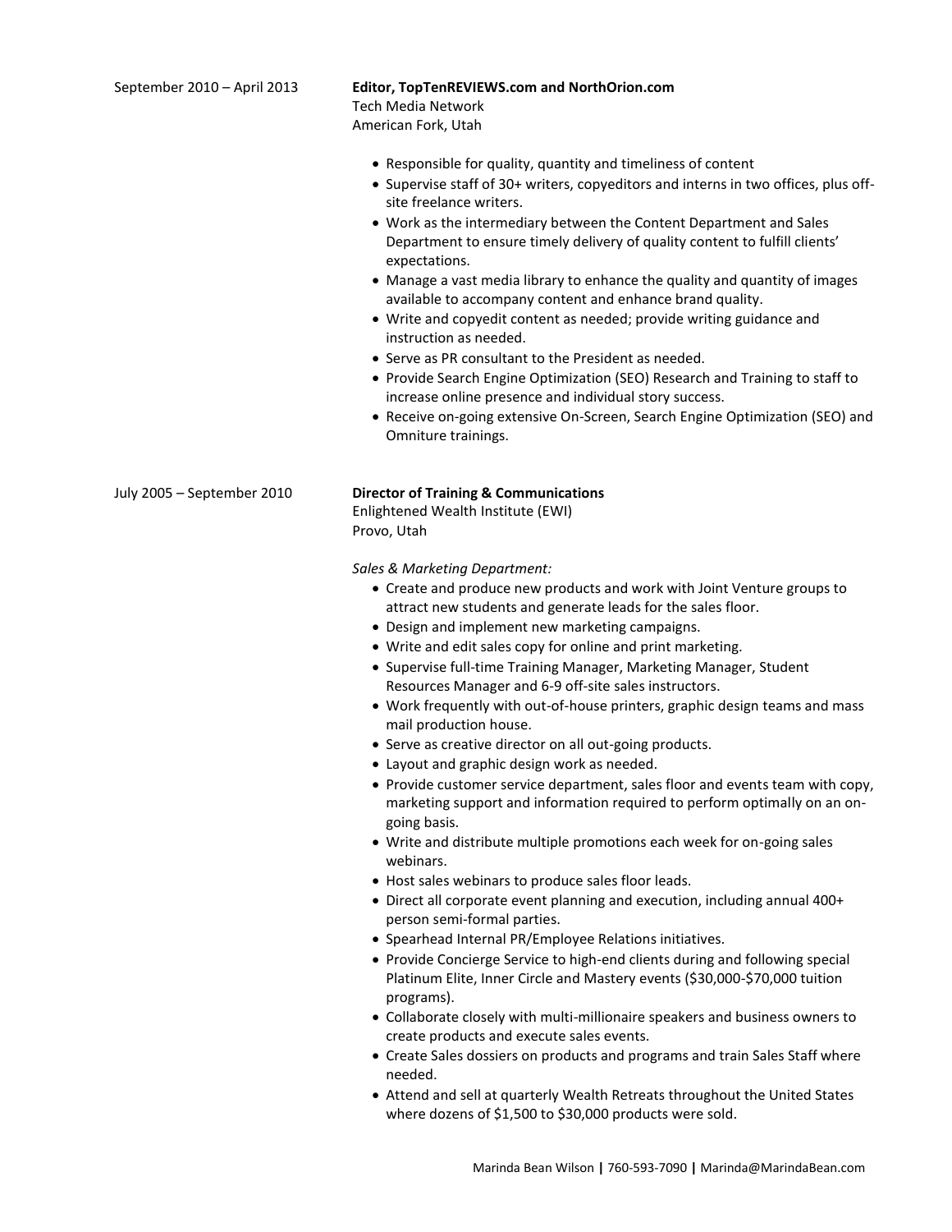September 2010 – April 2013

**Editor, TopTenREVIEWS.com and NorthOrion.com**
Tech Media Network
American Fork, Utah

- Responsible for quality, quantity and timeliness of content
- Supervise staff of 30+ writers, copyeditors and interns in two offices, plus off-site freelance writers.
- Work as the intermediary between the Content Department and Sales Department to ensure timely delivery of quality content to fulfill clients' expectations.
- Manage a vast media library to enhance the quality and quantity of images available to accompany content and enhance brand quality.
- Write and copyedit content as needed; provide writing guidance and instruction as needed.
- Serve as PR consultant to the President as needed.
- Provide Search Engine Optimization (SEO) Research and Training to staff to increase online presence and individual story success.
- Receive on-going extensive On-Screen, Search Engine Optimization (SEO) and Omniture trainings.

July 2005 – September 2010

**Director of Training & Communications**
Enlightened Wealth Institute (EWI)
Provo, Utah

*Sales & Marketing Department:*

- Create and produce new products and work with Joint Venture groups to attract new students and generate leads for the sales floor.
- Design and implement new marketing campaigns.
- Write and edit sales copy for online and print marketing.
- Supervise full-time Training Manager, Marketing Manager, Student Resources Manager and 6-9 off-site sales instructors.
- Work frequently with out-of-house printers, graphic design teams and mass mail production house.
- Serve as creative director on all out-going products.
- Layout and graphic design work as needed.
- Provide customer service department, sales floor and events team with copy, marketing support and information required to perform optimally on an on-going basis.
- Write and distribute multiple promotions each week for on-going sales webinars.
- Host sales webinars to produce sales floor leads.
- Direct all corporate event planning and execution, including annual 400+ person semi-formal parties.
- Spearhead Internal PR/Employee Relations initiatives.
- Provide Concierge Service to high-end clients during and following special Platinum Elite, Inner Circle and Mastery events ($30,000-$70,000 tuition programs).
- Collaborate closely with multi-millionaire speakers and business owners to create products and execute sales events.
- Create Sales dossiers on products and programs and train Sales Staff where needed.
- Attend and sell at quarterly Wealth Retreats throughout the United States where dozens of $1,500 to $30,000 products were sold.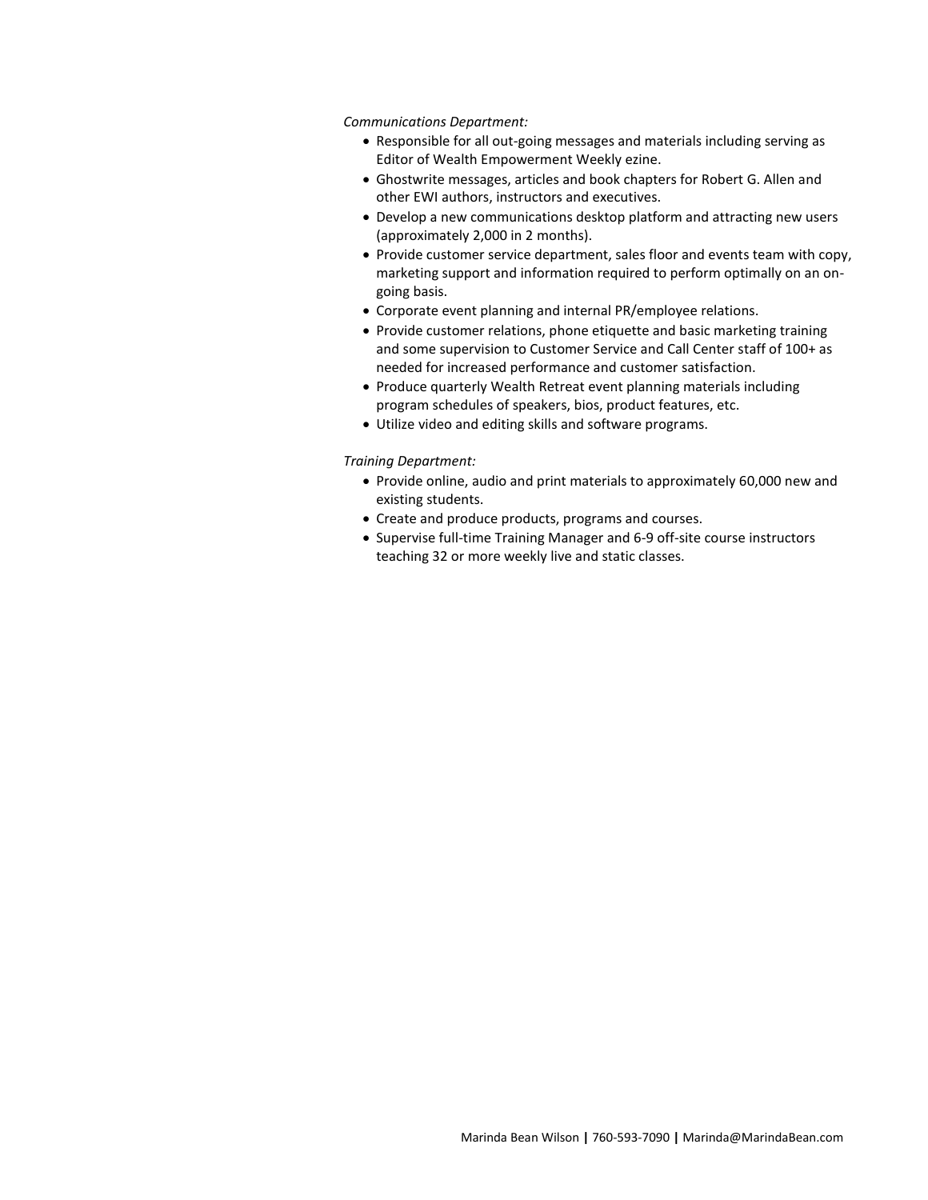*Communications Department:*

- Responsible for all out-going messages and materials including serving as Editor of Wealth Empowerment Weekly ezine.
- Ghostwrite messages, articles and book chapters for Robert G. Allen and other EWI authors, instructors and executives.
- Develop a new communications desktop platform and attracting new users (approximately 2,000 in 2 months).
- Provide customer service department, sales floor and events team with copy, marketing support and information required to perform optimally on an on-going basis.
- Corporate event planning and internal PR/employee relations.
- Provide customer relations, phone etiquette and basic marketing training and some supervision to Customer Service and Call Center staff of 100+ as needed for increased performance and customer satisfaction.
- Produce quarterly Wealth Retreat event planning materials including program schedules of speakers, bios, product features, etc.
- Utilize video and editing skills and software programs.

*Training Department:*

- Provide online, audio and print materials to approximately 60,000 new and existing students.
- Create and produce products, programs and courses.
- Supervise full-time Training Manager and 6-9 off-site course instructors teaching 32 or more weekly live and static classes.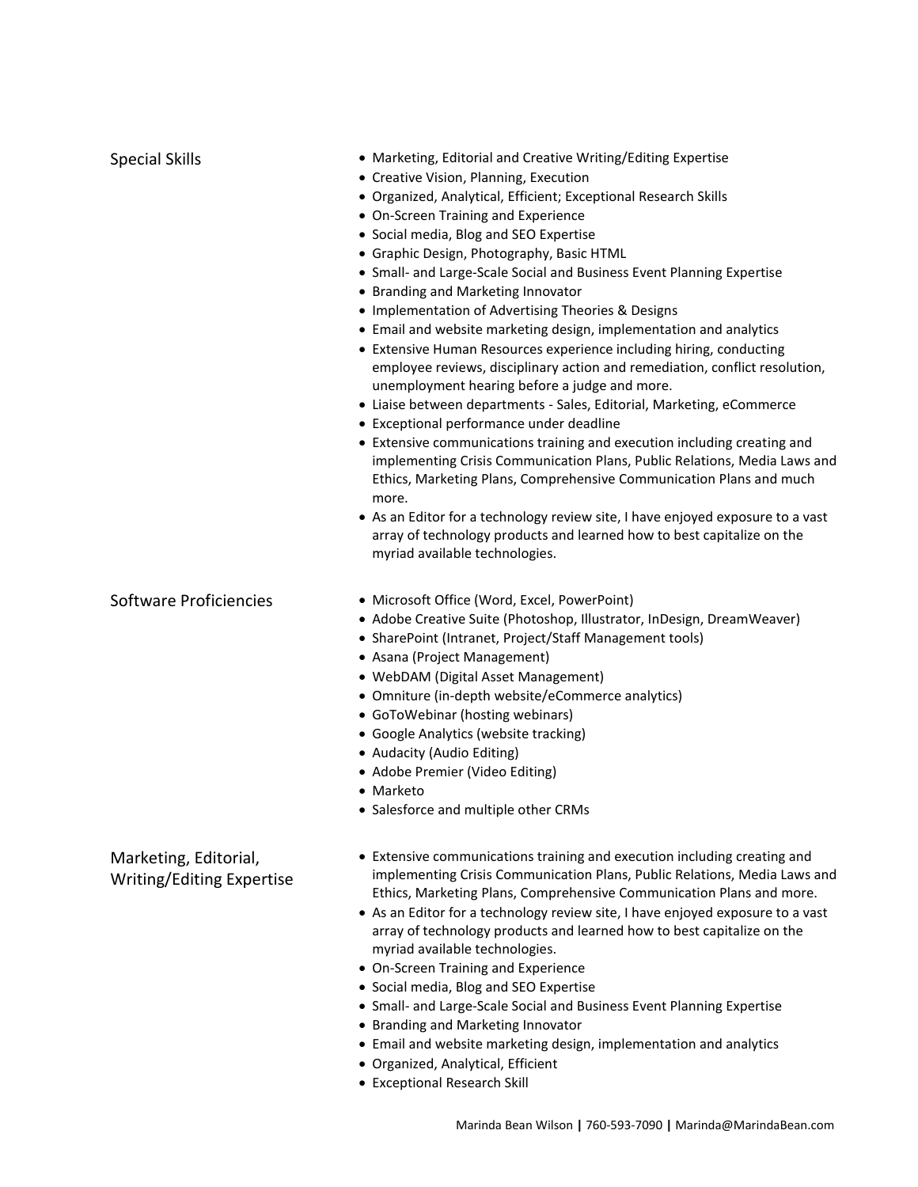## Special Skills

- Marketing, Editorial and Creative Writing/Editing Expertise
- Creative Vision, Planning, Execution
- Organized, Analytical, Efficient; Exceptional Research Skills
- On-Screen Training and Experience
- Social media, Blog and SEO Expertise
- Graphic Design, Photography, Basic HTML
- Small- and Large-Scale Social and Business Event Planning Expertise
- Branding and Marketing Innovator
- Implementation of Advertising Theories & Designs
- Email and website marketing design, implementation and analytics
- Extensive Human Resources experience including hiring, conducting employee reviews, disciplinary action and remediation, conflict resolution, unemployment hearing before a judge and more.
- Liaise between departments - Sales, Editorial, Marketing, eCommerce
- Exceptional performance under deadline
- Extensive communications training and execution including creating and implementing Crisis Communication Plans, Public Relations, Media Laws and Ethics, Marketing Plans, Comprehensive Communication Plans and much more.
- As an Editor for a technology review site, I have enjoyed exposure to a vast array of technology products and learned how to best capitalize on the myriad available technologies.

## Software Proficiencies

- Microsoft Office (Word, Excel, PowerPoint)
- Adobe Creative Suite (Photoshop, Illustrator, InDesign, DreamWeaver)
- SharePoint (Intranet, Project/Staff Management tools)
- Asana (Project Management)
- WebDAM (Digital Asset Management)
- Omniture (in-depth website/eCommerce analytics)
- GoToWebinar (hosting webinars)
- Google Analytics (website tracking)
- Audacity (Audio Editing)
- Adobe Premier (Video Editing)
- Marketo
- Salesforce and multiple other CRMs

## Marketing, Editorial, Writing/Editing Expertise

- Extensive communications training and execution including creating and implementing Crisis Communication Plans, Public Relations, Media Laws and Ethics, Marketing Plans, Comprehensive Communication Plans and more.
- As an Editor for a technology review site, I have enjoyed exposure to a vast array of technology products and learned how to best capitalize on the myriad available technologies.
- On-Screen Training and Experience
- Social media, Blog and SEO Expertise
- Small- and Large-Scale Social and Business Event Planning Expertise
- Branding and Marketing Innovator
- Email and website marketing design, implementation and analytics
- Organized, Analytical, Efficient
- Exceptional Research Skill

Marinda Bean Wilson **|** 760-593-7090 **|** Marinda@MarindaBean.com